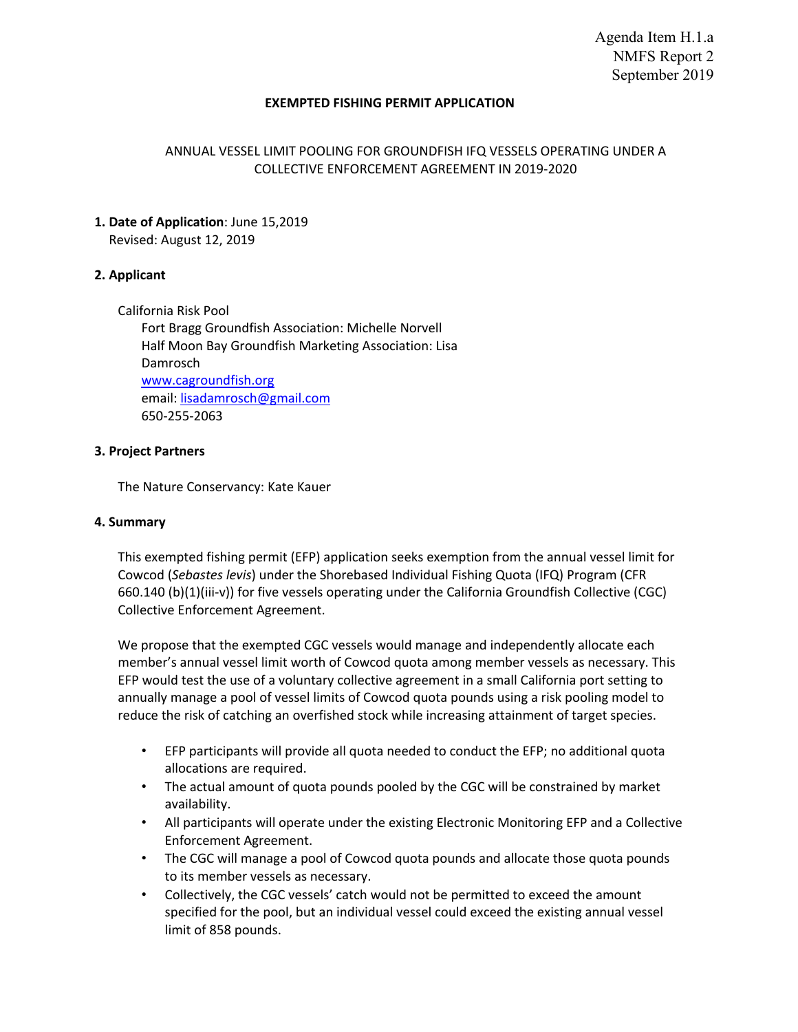Agenda Item H.1.a
NMFS Report 2
September 2019

# EXEMPTED FISHING PERMIT APPLICATION

## ANNUAL VESSEL LIMIT POOLING FOR GROUNDFISH IFQ VESSELS OPERATING UNDER A COLLECTIVE ENFORCEMENT AGREEMENT IN 2019-2020

**1. Date of Application**: June 15,2019
Revised: August 12, 2019

**2. Applicant**

California Risk Pool
Fort Bragg Groundfish Association: Michelle Norvell
Half Moon Bay Groundfish Marketing Association: Lisa Damrosch
www.cagroundfish.org
email: lisadamrosch@gmail.com
650-255-2063

**3. Project Partners**

The Nature Conservancy: Kate Kauer

**4. Summary**

This exempted fishing permit (EFP) application seeks exemption from the annual vessel limit for Cowcod (*Sebastes levis*) under the Shorebased Individual Fishing Quota (IFQ) Program (CFR 660.140 (b)(1)(iii-v)) for five vessels operating under the California Groundfish Collective (CGC) Collective Enforcement Agreement.

We propose that the exempted CGC vessels would manage and independently allocate each member's annual vessel limit worth of Cowcod quota among member vessels as necessary. This EFP would test the use of a voluntary collective agreement in a small California port setting to annually manage a pool of vessel limits of Cowcod quota pounds using a risk pooling model to reduce the risk of catching an overfished stock while increasing attainment of target species.

- EFP participants will provide all quota needed to conduct the EFP; no additional quota allocations are required.
- The actual amount of quota pounds pooled by the CGC will be constrained by market availability.
- All participants will operate under the existing Electronic Monitoring EFP and a Collective Enforcement Agreement.
- The CGC will manage a pool of Cowcod quota pounds and allocate those quota pounds to its member vessels as necessary.
- Collectively, the CGC vessels' catch would not be permitted to exceed the amount specified for the pool, but an individual vessel could exceed the existing annual vessel limit of 858 pounds.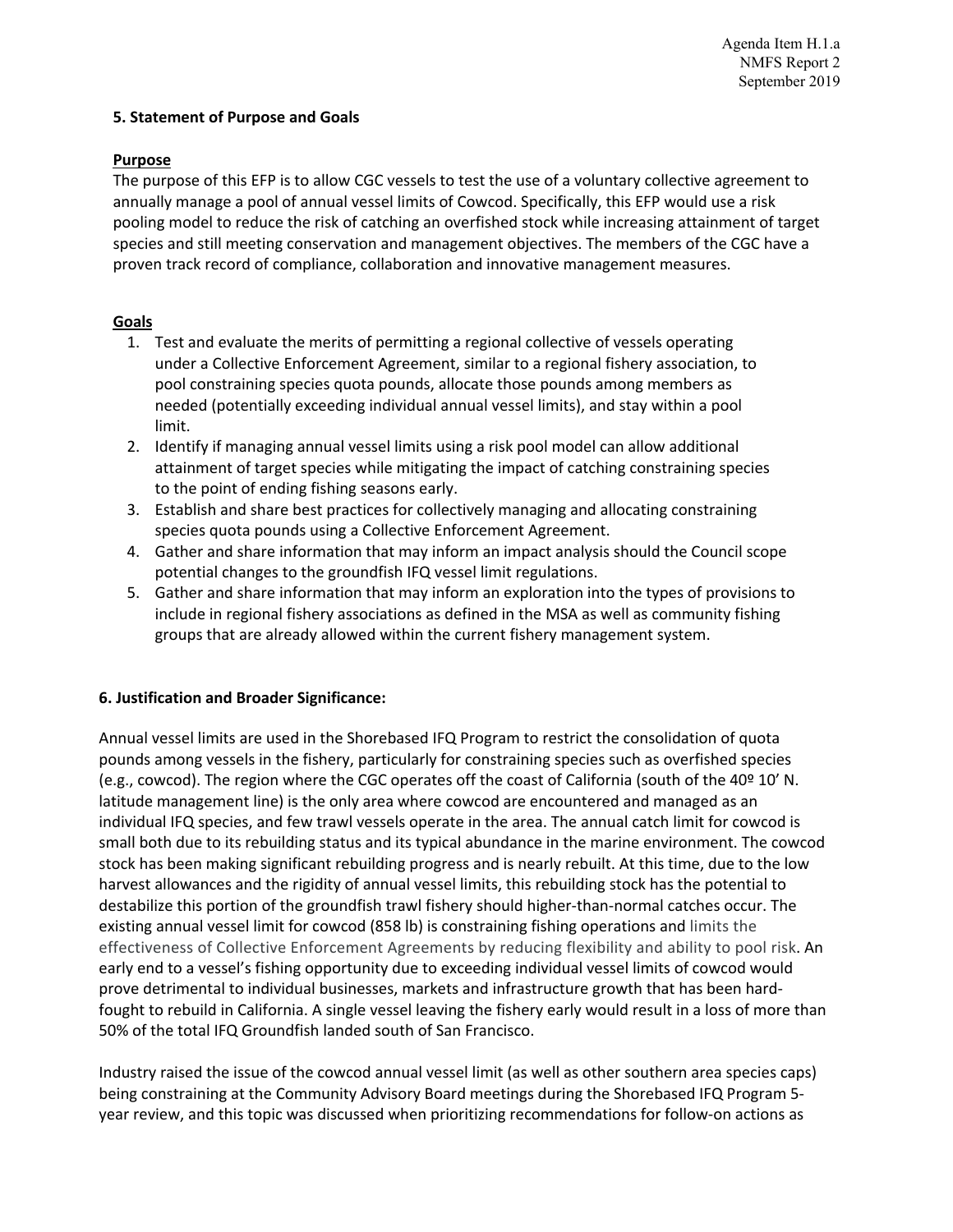**5. Statement of Purpose and Goals**

**Purpose**

The purpose of this EFP is to allow CGC vessels to test the use of a voluntary collective agreement to annually manage a pool of annual vessel limits of Cowcod. Specifically, this EFP would use a risk pooling model to reduce the risk of catching an overfished stock while increasing attainment of target species and still meeting conservation and management objectives. The members of the CGC have a proven track record of compliance, collaboration and innovative management measures.

**Goals**

1. Test and evaluate the merits of permitting a regional collective of vessels operating under a Collective Enforcement Agreement, similar to a regional fishery association, to pool constraining species quota pounds, allocate those pounds among members as needed (potentially exceeding individual annual vessel limits), and stay within a pool limit.
2. Identify if managing annual vessel limits using a risk pool model can allow additional attainment of target species while mitigating the impact of catching constraining species to the point of ending fishing seasons early.
3. Establish and share best practices for collectively managing and allocating constraining species quota pounds using a Collective Enforcement Agreement.
4. Gather and share information that may inform an impact analysis should the Council scope potential changes to the groundfish IFQ vessel limit regulations.
5. Gather and share information that may inform an exploration into the types of provisions to include in regional fishery associations as defined in the MSA as well as community fishing groups that are already allowed within the current fishery management system.

**6. Justification and Broader Significance:**

Annual vessel limits are used in the Shorebased IFQ Program to restrict the consolidation of quota pounds among vessels in the fishery, particularly for constraining species such as overfished species (e.g., cowcod). The region where the CGC operates off the coast of California (south of the 40º 10' N. latitude management line) is the only area where cowcod are encountered and managed as an individual IFQ species, and few trawl vessels operate in the area. The annual catch limit for cowcod is small both due to its rebuilding status and its typical abundance in the marine environment. The cowcod stock has been making significant rebuilding progress and is nearly rebuilt. At this time, due to the low harvest allowances and the rigidity of annual vessel limits, this rebuilding stock has the potential to destabilize this portion of the groundfish trawl fishery should higher-than-normal catches occur. The existing annual vessel limit for cowcod (858 lb) is constraining fishing operations and limits the effectiveness of Collective Enforcement Agreements by reducing flexibility and ability to pool risk. An early end to a vessel's fishing opportunity due to exceeding individual vessel limits of cowcod would prove detrimental to individual businesses, markets and infrastructure growth that has been hard-fought to rebuild in California. A single vessel leaving the fishery early would result in a loss of more than 50% of the total IFQ Groundfish landed south of San Francisco.

Industry raised the issue of the cowcod annual vessel limit (as well as other southern area species caps) being constraining at the Community Advisory Board meetings during the Shorebased IFQ Program 5-year review, and this topic was discussed when prioritizing recommendations for follow-on actions as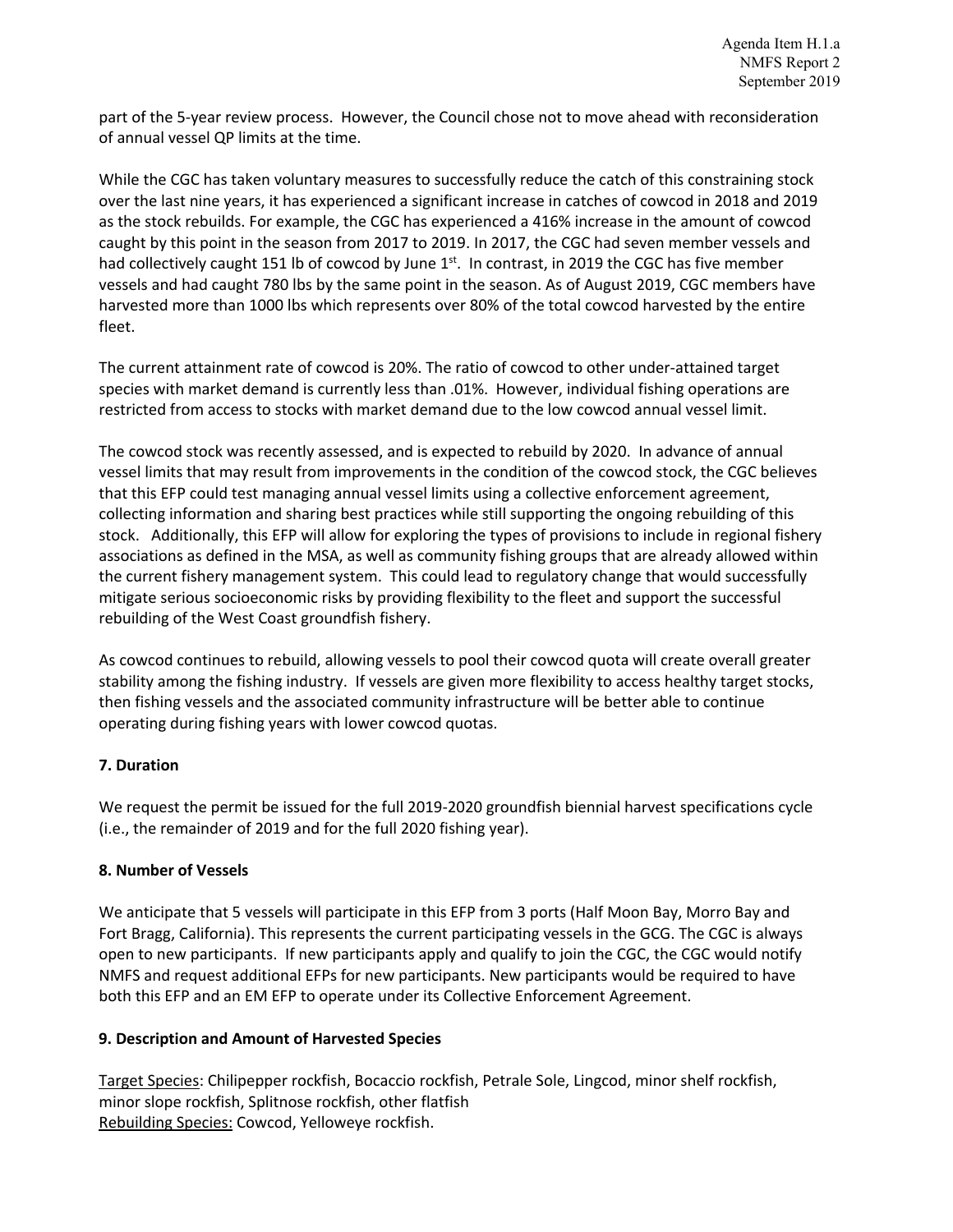part of the 5-year review process. However, the Council chose not to move ahead with reconsideration of annual vessel QP limits at the time.

While the CGC has taken voluntary measures to successfully reduce the catch of this constraining stock over the last nine years, it has experienced a significant increase in catches of cowcod in 2018 and 2019 as the stock rebuilds. For example, the CGC has experienced a 416% increase in the amount of cowcod caught by this point in the season from 2017 to 2019. In 2017, the CGC had seven member vessels and had collectively caught 151 lb of cowcod by June 1st. In contrast, in 2019 the CGC has five member vessels and had caught 780 lbs by the same point in the season. As of August 2019, CGC members have harvested more than 1000 lbs which represents over 80% of the total cowcod harvested by the entire fleet.

The current attainment rate of cowcod is 20%. The ratio of cowcod to other under-attained target species with market demand is currently less than .01%. However, individual fishing operations are restricted from access to stocks with market demand due to the low cowcod annual vessel limit.

The cowcod stock was recently assessed, and is expected to rebuild by 2020. In advance of annual vessel limits that may result from improvements in the condition of the cowcod stock, the CGC believes that this EFP could test managing annual vessel limits using a collective enforcement agreement, collecting information and sharing best practices while still supporting the ongoing rebuilding of this stock. Additionally, this EFP will allow for exploring the types of provisions to include in regional fishery associations as defined in the MSA, as well as community fishing groups that are already allowed within the current fishery management system. This could lead to regulatory change that would successfully mitigate serious socioeconomic risks by providing flexibility to the fleet and support the successful rebuilding of the West Coast groundfish fishery.

As cowcod continues to rebuild, allowing vessels to pool their cowcod quota will create overall greater stability among the fishing industry. If vessels are given more flexibility to access healthy target stocks, then fishing vessels and the associated community infrastructure will be better able to continue operating during fishing years with lower cowcod quotas.

**7. Duration**

We request the permit be issued for the full 2019-2020 groundfish biennial harvest specifications cycle (i.e., the remainder of 2019 and for the full 2020 fishing year).

**8. Number of Vessels**

We anticipate that 5 vessels will participate in this EFP from 3 ports (Half Moon Bay, Morro Bay and Fort Bragg, California). This represents the current participating vessels in the GCG. The CGC is always open to new participants. If new participants apply and qualify to join the CGC, the CGC would notify NMFS and request additional EFPs for new participants. New participants would be required to have both this EFP and an EM EFP to operate under its Collective Enforcement Agreement.

**9. Description and Amount of Harvested Species**

Target Species: Chilipepper rockfish, Bocaccio rockfish, Petrale Sole, Lingcod, minor shelf rockfish, minor slope rockfish, Splitnose rockfish, other flatfish
Rebuilding Species: Cowcod, Yelloweye rockfish.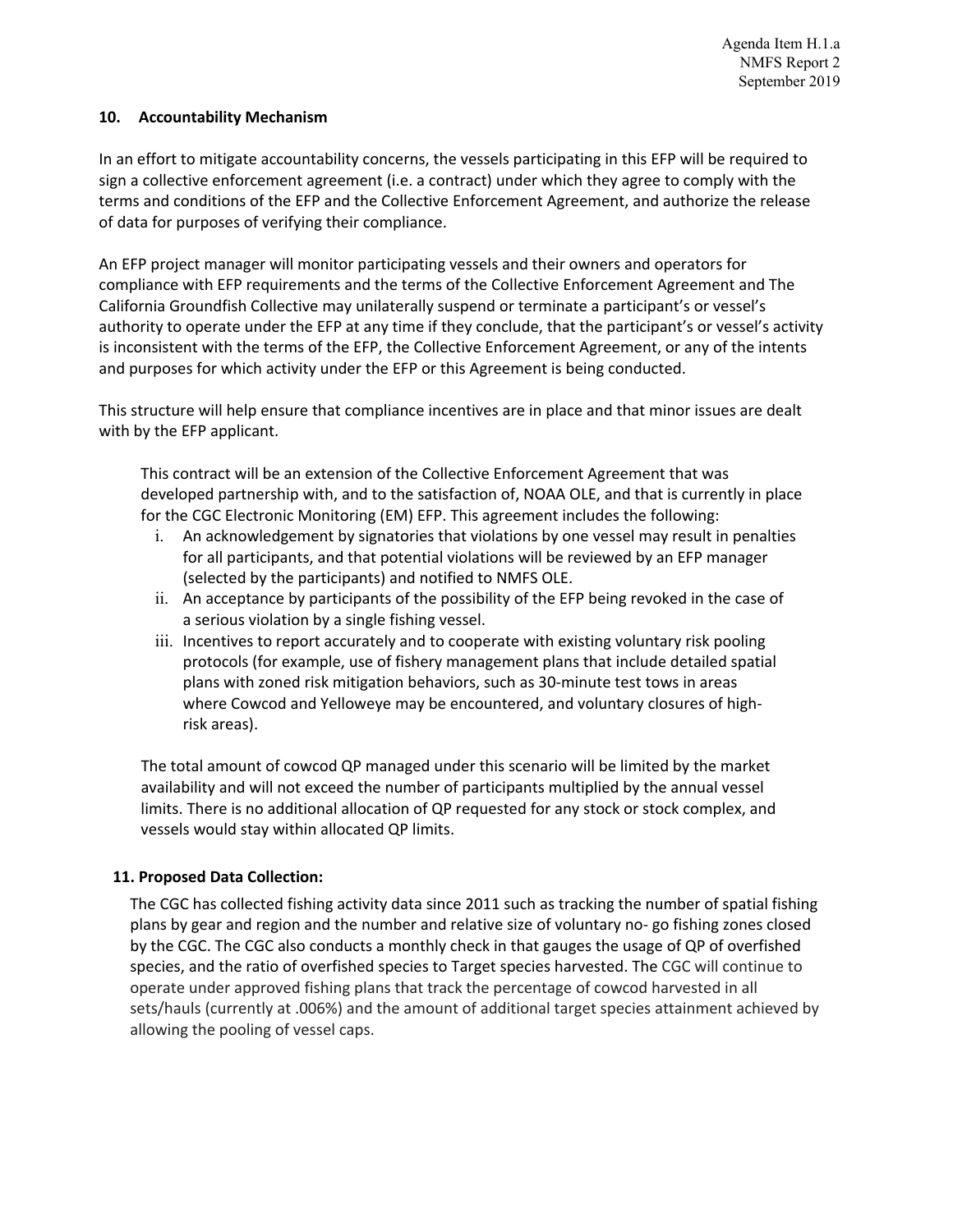## 10. Accountability Mechanism

In an effort to mitigate accountability concerns, the vessels participating in this EFP will be required to sign a collective enforcement agreement (i.e. a contract) under which they agree to comply with the terms and conditions of the EFP and the Collective Enforcement Agreement, and authorize the release of data for purposes of verifying their compliance.

An EFP project manager will monitor participating vessels and their owners and operators for compliance with EFP requirements and the terms of the Collective Enforcement Agreement and The California Groundfish Collective may unilaterally suspend or terminate a participant's or vessel's authority to operate under the EFP at any time if they conclude, that the participant's or vessel's activity is inconsistent with the terms of the EFP, the Collective Enforcement Agreement, or any of the intents and purposes for which activity under the EFP or this Agreement is being conducted.

This structure will help ensure that compliance incentives are in place and that minor issues are dealt with by the EFP applicant.

This contract will be an extension of the Collective Enforcement Agreement that was developed partnership with, and to the satisfaction of, NOAA OLE, and that is currently in place for the CGC Electronic Monitoring (EM) EFP. This agreement includes the following:

i. An acknowledgement by signatories that violations by one vessel may result in penalties for all participants, and that potential violations will be reviewed by an EFP manager (selected by the participants) and notified to NMFS OLE.
ii. An acceptance by participants of the possibility of the EFP being revoked in the case of a serious violation by a single fishing vessel.
iii. Incentives to report accurately and to cooperate with existing voluntary risk pooling protocols (for example, use of fishery management plans that include detailed spatial plans with zoned risk mitigation behaviors, such as 30-minute test tows in areas where Cowcod and Yelloweye may be encountered, and voluntary closures of high-risk areas).

The total amount of cowcod QP managed under this scenario will be limited by the market availability and will not exceed the number of participants multiplied by the annual vessel limits. There is no additional allocation of QP requested for any stock or stock complex, and vessels would stay within allocated QP limits.

## 11. Proposed Data Collection:

The CGC has collected fishing activity data since 2011 such as tracking the number of spatial fishing plans by gear and region and the number and relative size of voluntary no- go fishing zones closed by the CGC. The CGC also conducts a monthly check in that gauges the usage of QP of overfished species, and the ratio of overfished species to Target species harvested. The CGC will continue to operate under approved fishing plans that track the percentage of cowcod harvested in all sets/hauls (currently at .006%) and the amount of additional target species attainment achieved by allowing the pooling of vessel caps.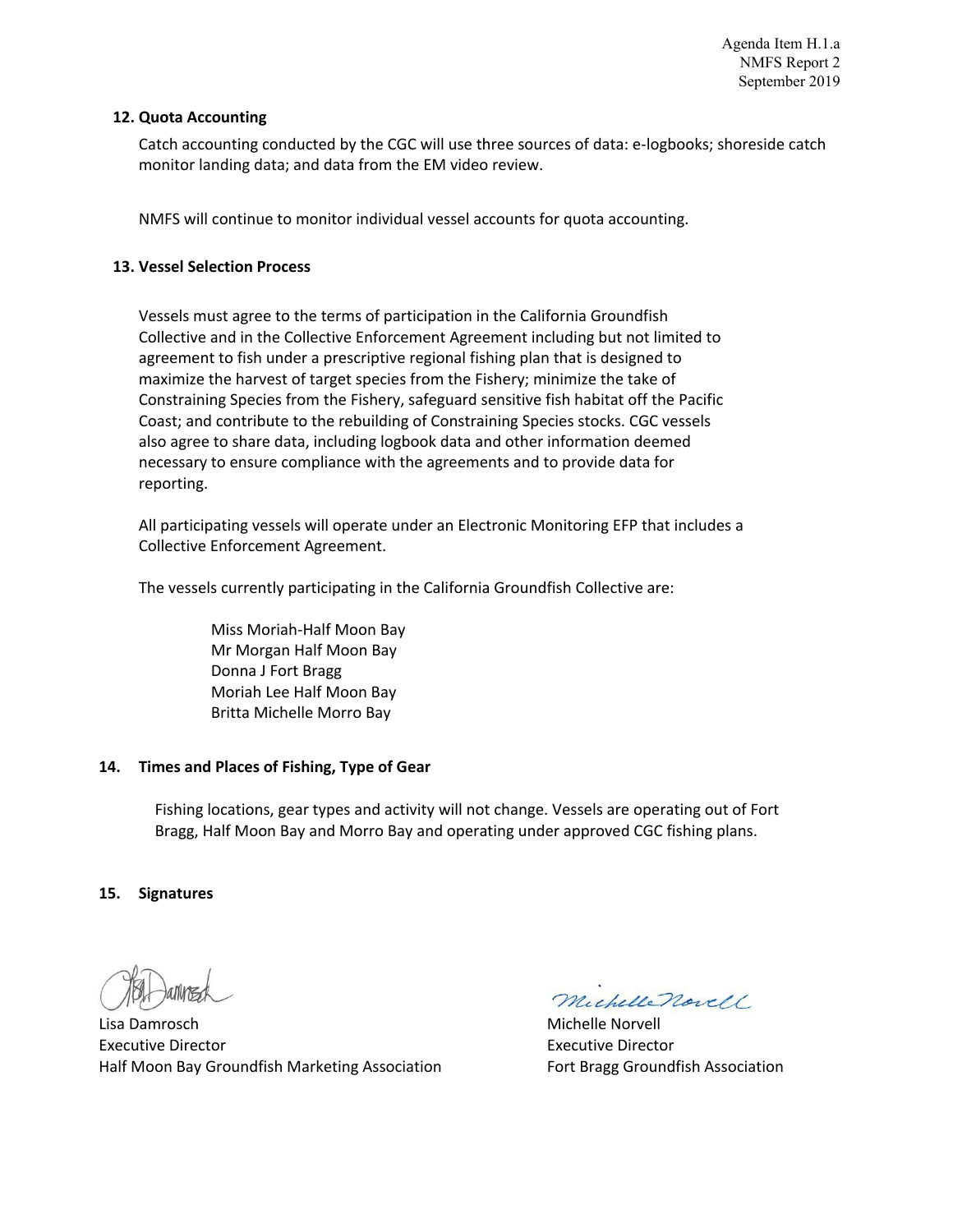## 12. Quota Accounting

Catch accounting conducted by the CGC will use three sources of data: e-logbooks; shoreside catch monitor landing data; and data from the EM video review.

NMFS will continue to monitor individual vessel accounts for quota accounting.

## 13. Vessel Selection Process

Vessels must agree to the terms of participation in the California Groundfish Collective and in the Collective Enforcement Agreement including but not limited to agreement to fish under a prescriptive regional fishing plan that is designed to maximize the harvest of target species from the Fishery; minimize the take of Constraining Species from the Fishery, safeguard sensitive fish habitat off the Pacific Coast; and contribute to the rebuilding of Constraining Species stocks. CGC vessels also agree to share data, including logbook data and other information deemed necessary to ensure compliance with the agreements and to provide data for reporting.

All participating vessels will operate under an Electronic Monitoring EFP that includes a Collective Enforcement Agreement.

The vessels currently participating in the California Groundfish Collective are:

Miss Moriah-Half Moon Bay
Mr Morgan Half Moon Bay
Donna J Fort Bragg
Moriah Lee Half Moon Bay
Britta Michelle Morro Bay

## 14. Times and Places of Fishing, Type of Gear

Fishing locations, gear types and activity will not change. Vessels are operating out of Fort Bragg, Half Moon Bay and Morro Bay and operating under approved CGC fishing plans.

## 15. Signatures

Lisa Damrosch
Executive Director
Half Moon Bay Groundfish Marketing Association

Michelle Norvell
Executive Director
Fort Bragg Groundfish Association